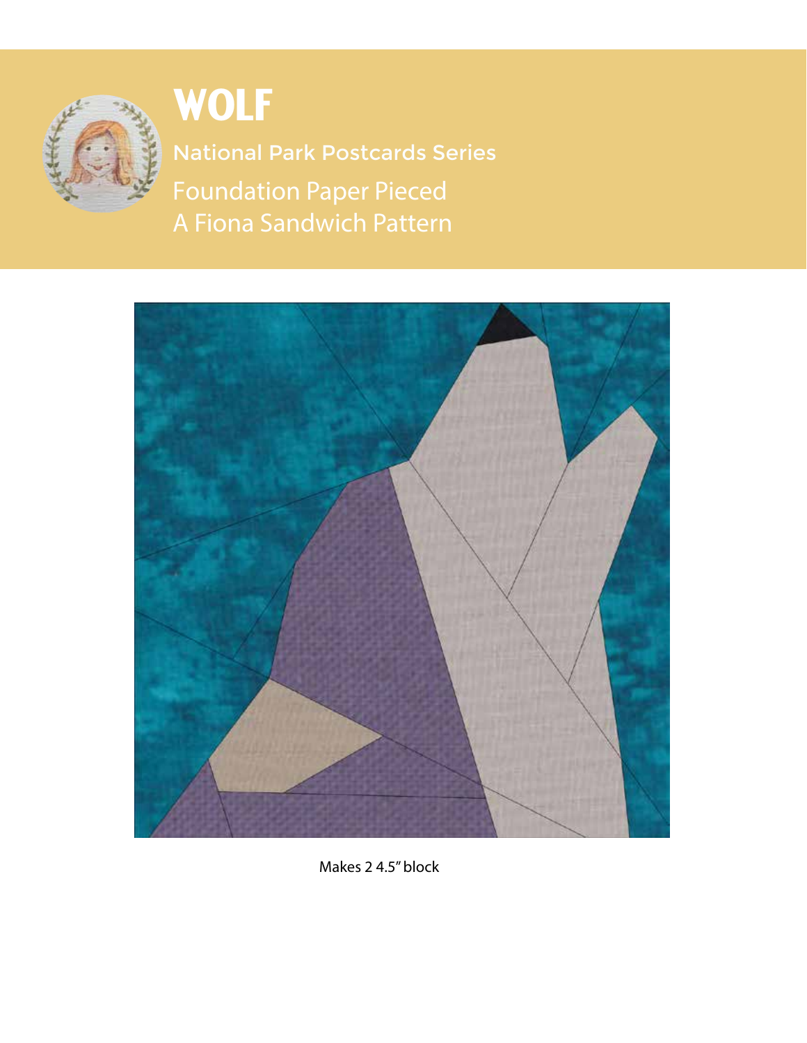# WOLF

National Park Postcards Series

Foundation Paper Pieced

A Fiona Sandwich Pattern

Makes 2 4.5" block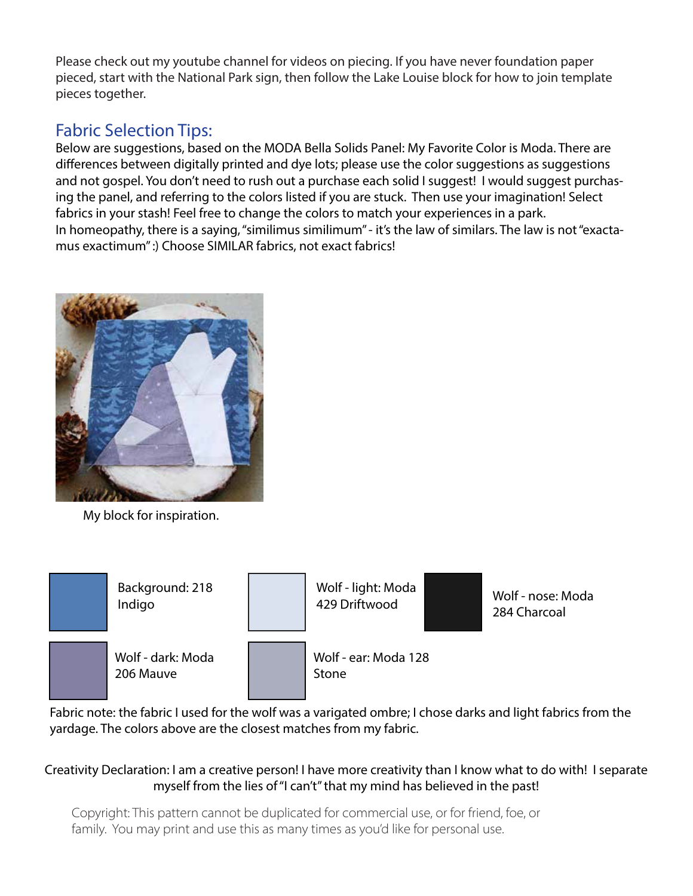Please check out my youtube channel for videos on piecing. If you have never foundation paper pieced, start with the National Park sign, then follow the Lake Louise block for how to join template pieces together.

## Fabric Selection Tips:

Below are suggestions, based on the MODA Bella Solids Panel: My Favorite Color is Moda. There are differences between digitally printed and dye lots; please use the color suggestions as suggestions and not gospel. You don't need to rush out a purchase each solid I suggest! I would suggest purchasing the panel, and referring to the colors listed if you are stuck. Then use your imagination! Select fabrics in your stash! Feel free to change the colors to match your experiences in a park.
In homeopathy, there is a saying, "similimus similimum" - it's the law of similars. The law is not "exactamus exactimum" :) Choose SIMILAR fabrics, not exact fabrics!

My block for inspiration.

Background: 218 Indigo

Wolf - light: Moda 429 Driftwood

Wolf - nose: Moda 284 Charcoal

Wolf - dark: Moda 206 Mauve

Wolf - ear: Moda 128 Stone

Fabric note: the fabric I used for the wolf was a varigated ombre; I chose darks and light fabrics from the yardage. The colors above are the closest matches from my fabric.

Creativity Declaration: I am a creative person! I have more creativity than I know what to do with! I separate myself from the lies of "I can't" that my mind has believed in the past!

Copyright: This pattern cannot be duplicated for commercial use, or for friend, foe, or family. You may print and use this as many times as you'd like for personal use.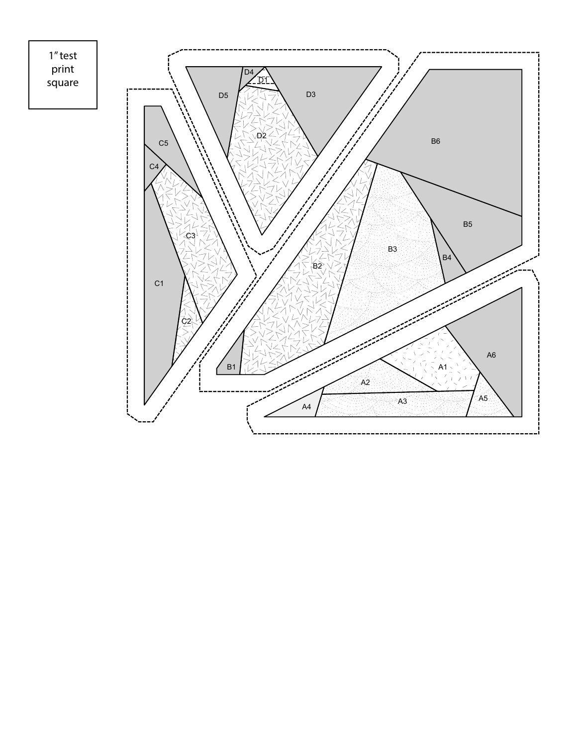1" test print square

D4
D1
D5
D3
D2

C5
C4
C3
C1
C2

B6
B5
B3
B4
B2
B1

A6
A1
A2
A3
A4
A5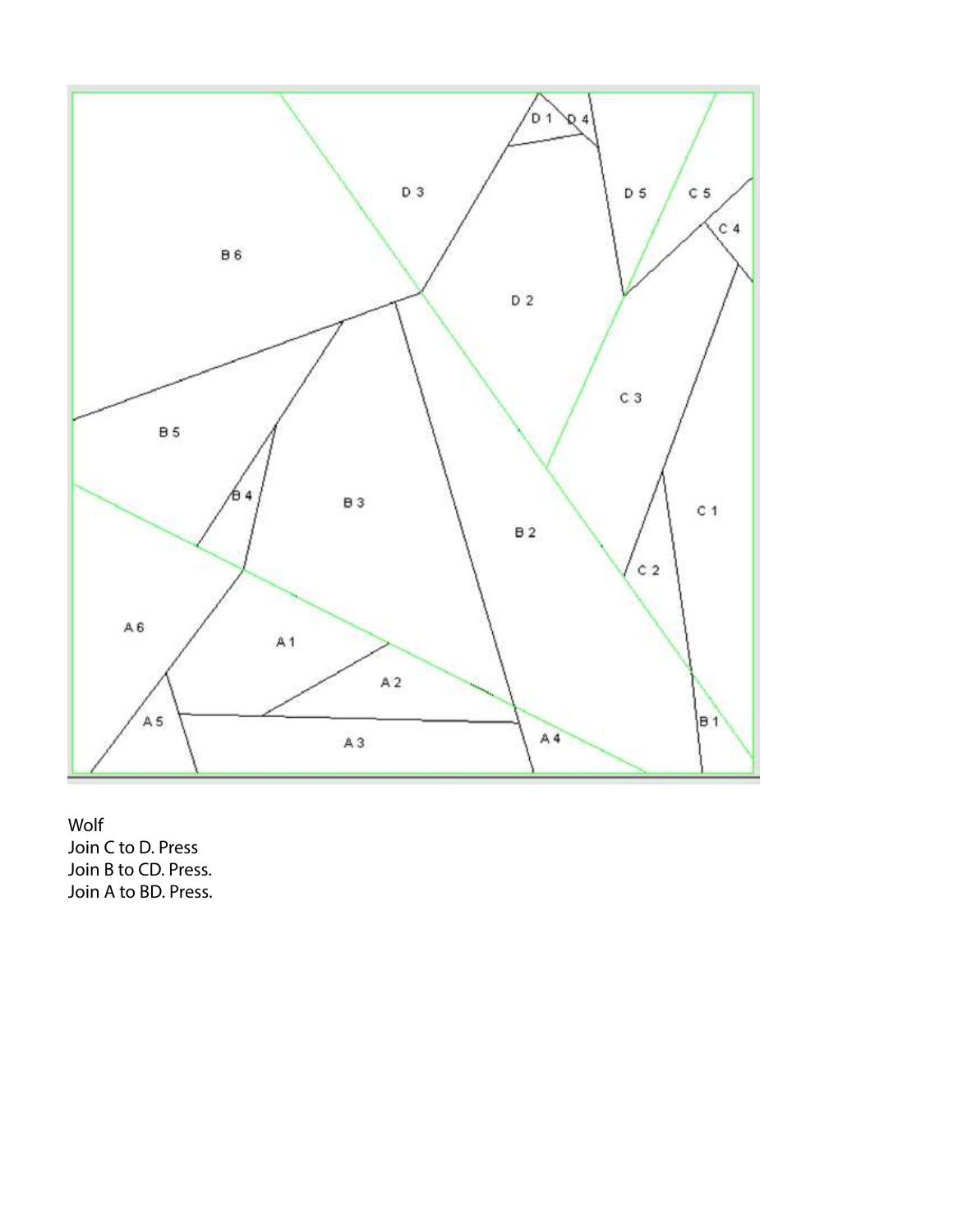Wolf
Join C to D. Press
Join B to CD. Press.
Join A to BD. Press.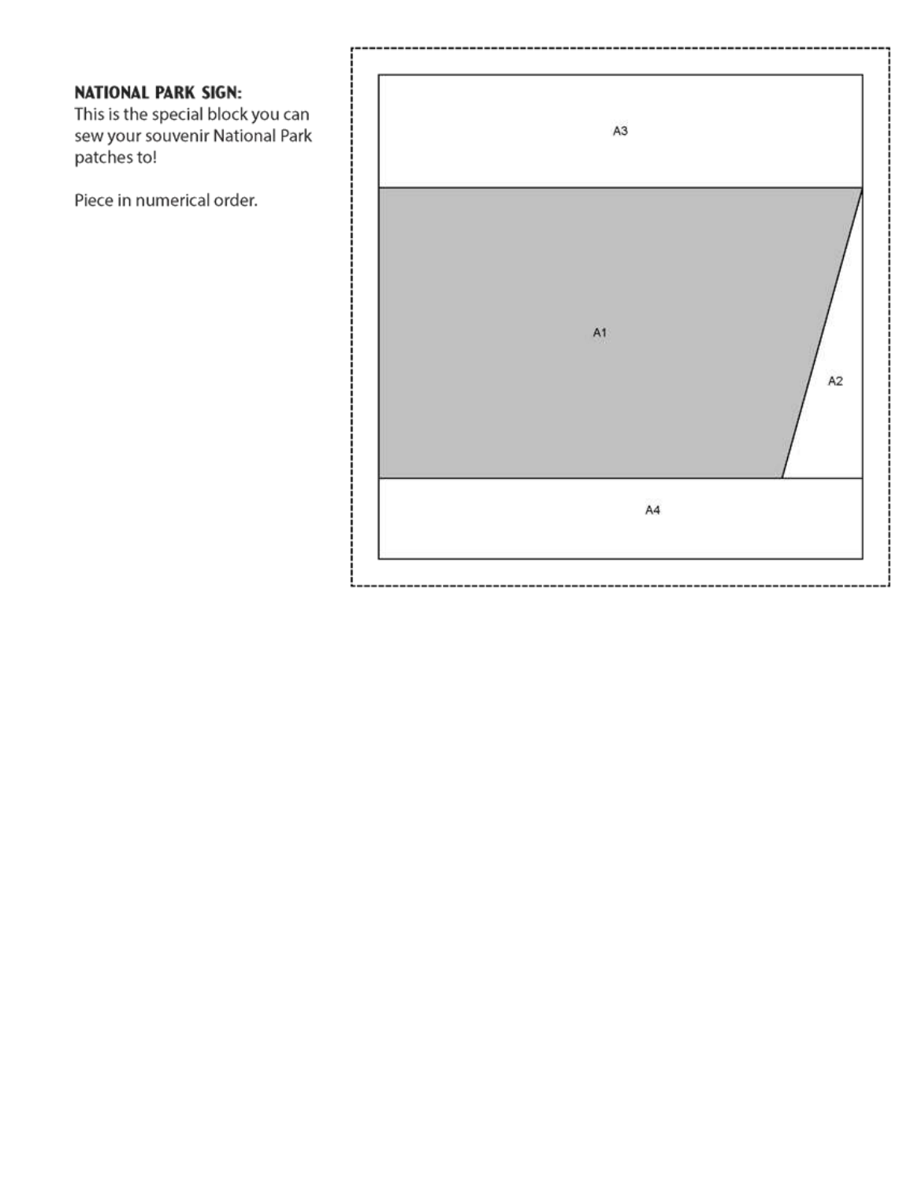**NATIONAL PARK SIGN:**
This is the special block you can sew your souvenir National Park patches to!

Piece in numerical order.

A3

A1

A2

A4